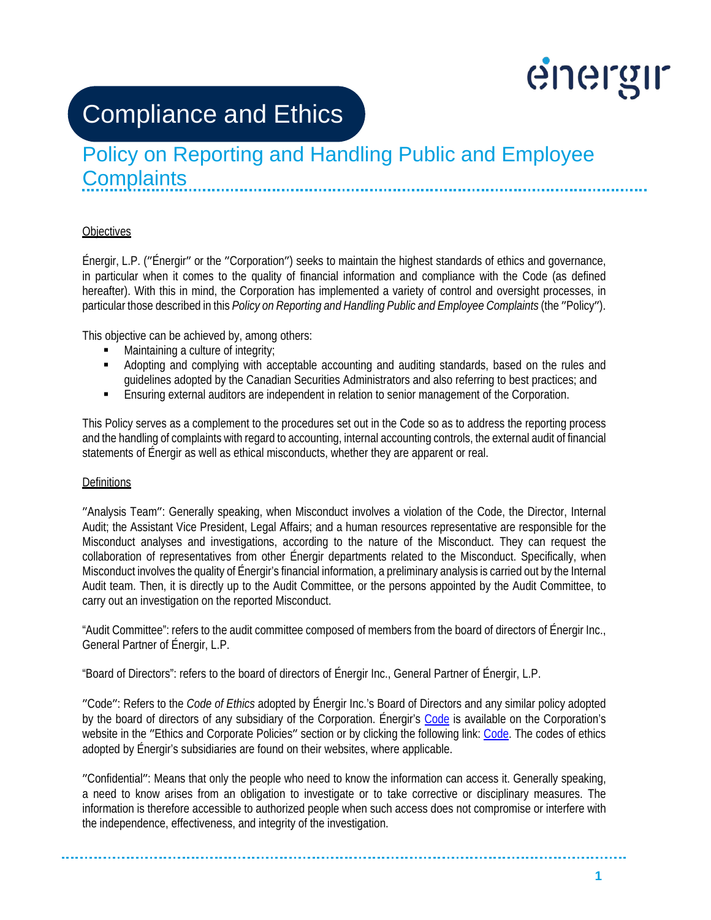# Compliance and Ethics

## Policy on Reporting and Handling Public and Employee Complaints

### Objectives

Énergir, L.P. ("Énergir" or the "Corporation") seeks to maintain the highest standards of ethics and governance, in particular when it comes to the quality of financial information and compliance with the Code (as defined hereafter). With this in mind, the Corporation has implemented a variety of control and oversight processes, in particular those described in this *Policy on Reporting and Handling Public and Employee Complaints* (the "Policy").

This objective can be achieved by, among others:

- Maintaining a culture of integrity;
- Adopting and complying with acceptable accounting and auditing standards, based on the rules and guidelines adopted by the Canadian Securities Administrators and also referring to best practices; and
- Ensuring external auditors are independent in relation to senior management of the Corporation.

This Policy serves as a complement to the procedures set out in the Code so as to address the reporting process and the handling of complaints with regard to accounting, internal accounting controls, the external audit of financial statements of Énergir as well as ethical misconducts, whether they are apparent or real.

### Definitions

"Analysis Team": Generally speaking, when Misconduct involves a violation of the Code, the Director, Internal Audit; the Assistant Vice President, Legal Affairs; and a human resources representative are responsible for the Misconduct analyses and investigations, according to the nature of the Misconduct. They can request the collaboration of representatives from other Énergir departments related to the Misconduct. Specifically, when Misconduct involves the quality of Énergir's financial information, a preliminary analysis is carried out by the Internal Audit team. Then, it is directly up to the Audit Committee, or the persons appointed by the Audit Committee, to carry out an investigation on the reported Misconduct.

"Audit Committee": refers to the audit committee composed of members from the board of directors of Énergir Inc., General Partner of Énergir, L.P.

"Board of Directors": refers to the board of directors of Énergir Inc., General Partner of Énergir, L.P.

"Code": Refers to the *Code of Ethics* adopted by Énergir Inc.'s Board of Directors and any similar policy adopted by the board of directors of any subsidiary of the Corporation. Énergir's Code is available on the Corporation's website in the "Ethics and Corporate Policies" section or by clicking the following link: Code. The codes of ethics adopted by Énergir's subsidiaries are found on their websites, where applicable.

"Confidential": Means that only the people who need to know the information can access it. Generally speaking, a need to know arises from an obligation to investigate or to take corrective or disciplinary measures. The information is therefore accessible to authorized people when such access does not compromise or interfere with the independence, effectiveness, and integrity of the investigation.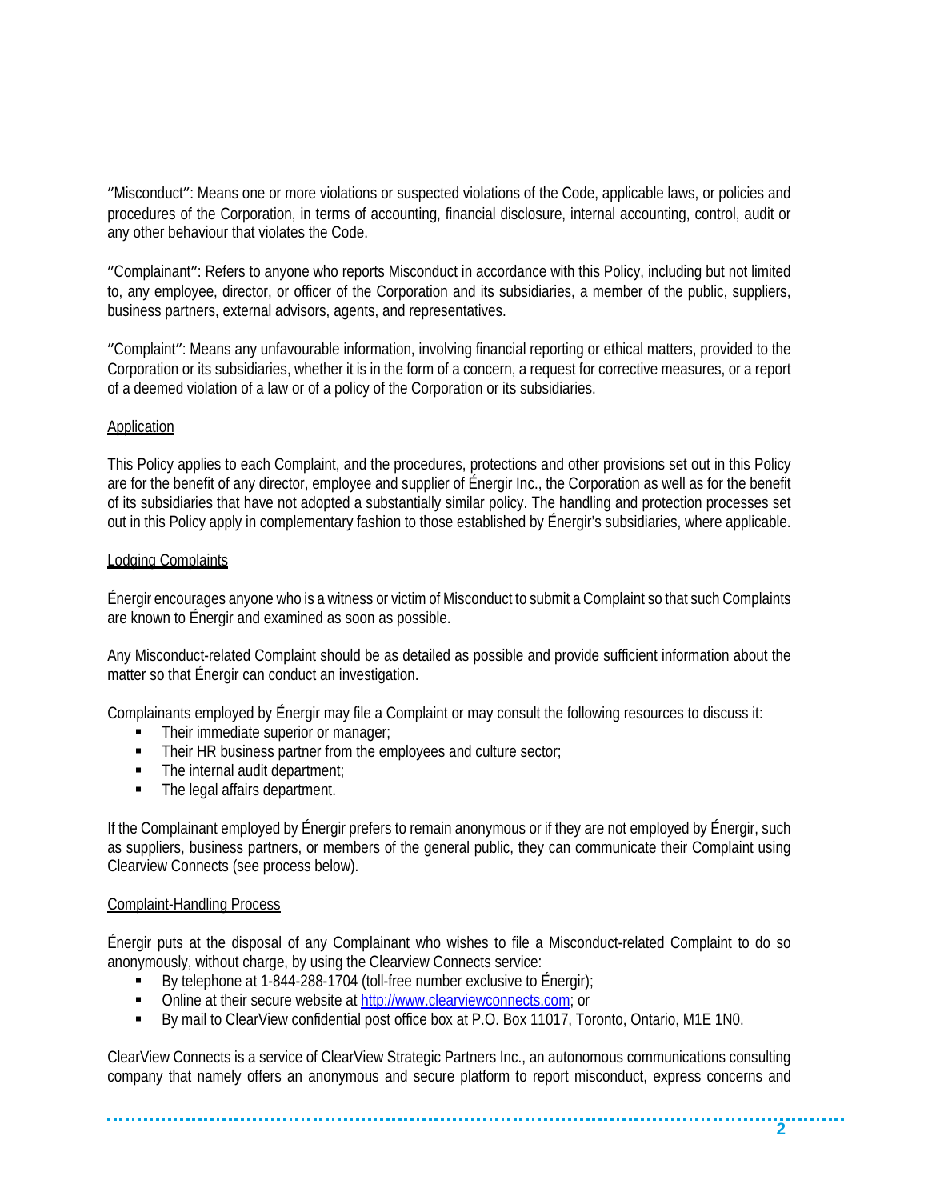"Misconduct": Means one or more violations or suspected violations of the Code, applicable laws, or policies and procedures of the Corporation, in terms of accounting, financial disclosure, internal accounting, control, audit or any other behaviour that violates the Code.

"Complainant": Refers to anyone who reports Misconduct in accordance with this Policy, including but not limited to, any employee, director, or officer of the Corporation and its subsidiaries, a member of the public, suppliers, business partners, external advisors, agents, and representatives.

"Complaint": Means any unfavourable information, involving financial reporting or ethical matters, provided to the Corporation or its subsidiaries, whether it is in the form of a concern, a request for corrective measures, or a report of a deemed violation of a law or of a policy of the Corporation or its subsidiaries.

## Application

This Policy applies to each Complaint, and the procedures, protections and other provisions set out in this Policy are for the benefit of any director, employee and supplier of Énergir Inc., the Corporation as well as for the benefit of its subsidiaries that have not adopted a substantially similar policy. The handling and protection processes set out in this Policy apply in complementary fashion to those established by Énergir's subsidiaries, where applicable.

## Lodging Complaints

Énergir encourages anyone who is a witness or victim of Misconduct to submit a Complaint so that such Complaints are known to Énergir and examined as soon as possible.

Any Misconduct-related Complaint should be as detailed as possible and provide sufficient information about the matter so that Énergir can conduct an investigation.

Complainants employed by Énergir may file a Complaint or may consult the following resources to discuss it:

- Their immediate superior or manager;
- Their HR business partner from the employees and culture sector;
- The internal audit department;
- The legal affairs department.

If the Complainant employed by Énergir prefers to remain anonymous or if they are not employed by Énergir, such as suppliers, business partners, or members of the general public, they can communicate their Complaint using Clearview Connects (see process below).

## Complaint-Handling Process

Énergir puts at the disposal of any Complainant who wishes to file a Misconduct-related Complaint to do so anonymously, without charge, by using the Clearview Connects service:

- By telephone at 1-844-288-1704 (toll-free number exclusive to Énergir);
- Online at their secure website at http://www.clearviewconnects.com; or
- By mail to ClearView confidential post office box at P.O. Box 11017, Toronto, Ontario, M1E 1N0.

ClearView Connects is a service of ClearView Strategic Partners Inc., an autonomous communications consulting company that namely offers an anonymous and secure platform to report misconduct, express concerns and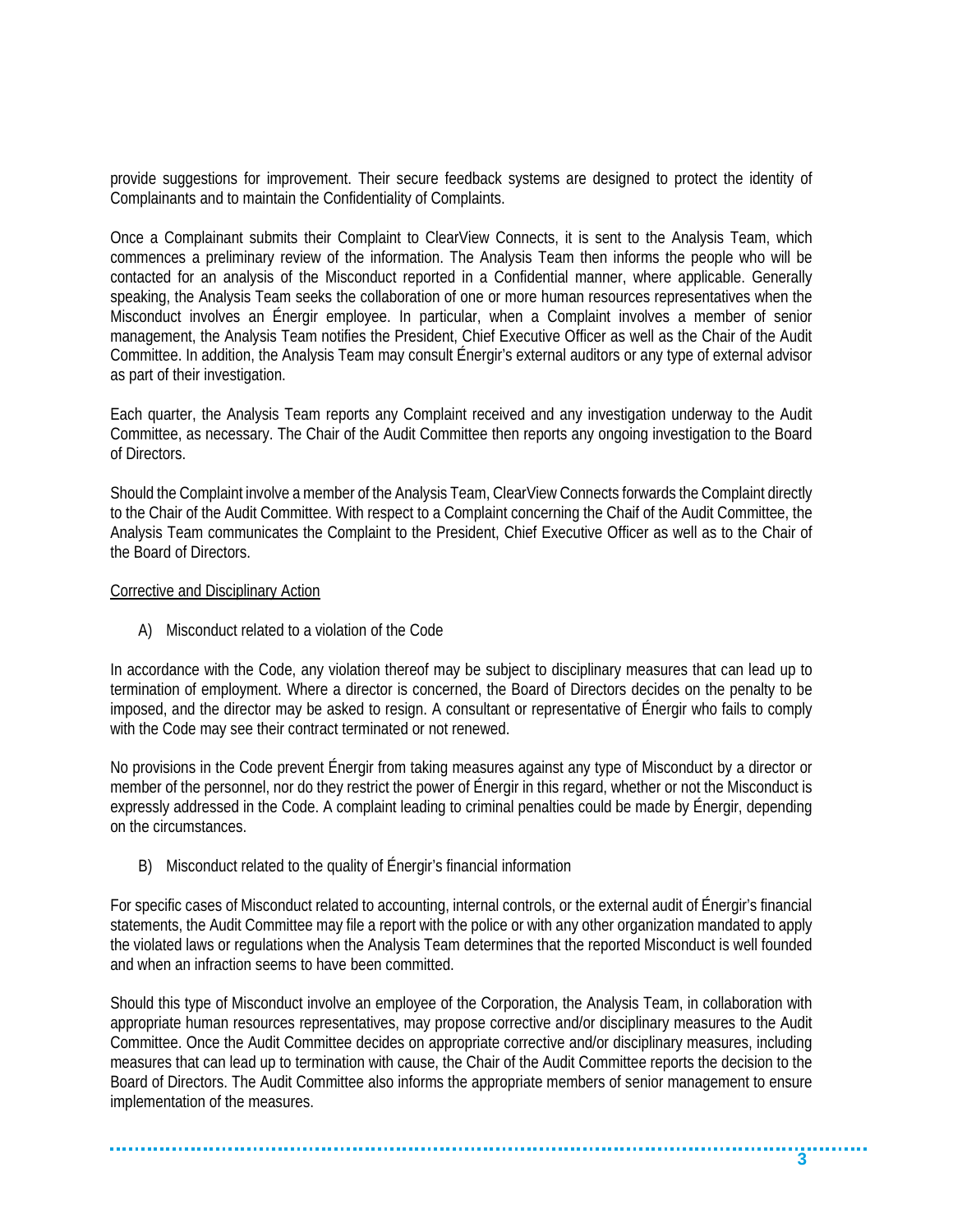provide suggestions for improvement. Their secure feedback systems are designed to protect the identity of Complainants and to maintain the Confidentiality of Complaints.

Once a Complainant submits their Complaint to ClearView Connects, it is sent to the Analysis Team, which commences a preliminary review of the information. The Analysis Team then informs the people who will be contacted for an analysis of the Misconduct reported in a Confidential manner, where applicable. Generally speaking, the Analysis Team seeks the collaboration of one or more human resources representatives when the Misconduct involves an Énergir employee. In particular, when a Complaint involves a member of senior management, the Analysis Team notifies the President, Chief Executive Officer as well as the Chair of the Audit Committee. In addition, the Analysis Team may consult Énergir's external auditors or any type of external advisor as part of their investigation.

Each quarter, the Analysis Team reports any Complaint received and any investigation underway to the Audit Committee, as necessary. The Chair of the Audit Committee then reports any ongoing investigation to the Board of Directors.

Should the Complaint involve a member of the Analysis Team, ClearView Connects forwards the Complaint directly to the Chair of the Audit Committee. With respect to a Complaint concerning the Chaif of the Audit Committee, the Analysis Team communicates the Complaint to the President, Chief Executive Officer as well as to the Chair of the Board of Directors.

<u>Corrective and Disciplinary Action</u>

A) Misconduct related to a violation of the Code

In accordance with the Code, any violation thereof may be subject to disciplinary measures that can lead up to termination of employment. Where a director is concerned, the Board of Directors decides on the penalty to be imposed, and the director may be asked to resign. A consultant or representative of Énergir who fails to comply with the Code may see their contract terminated or not renewed.

No provisions in the Code prevent Énergir from taking measures against any type of Misconduct by a director or member of the personnel, nor do they restrict the power of Énergir in this regard, whether or not the Misconduct is expressly addressed in the Code. A complaint leading to criminal penalties could be made by Énergir, depending on the circumstances.

B) Misconduct related to the quality of Énergir's financial information

For specific cases of Misconduct related to accounting, internal controls, or the external audit of Énergir's financial statements, the Audit Committee may file a report with the police or with any other organization mandated to apply the violated laws or regulations when the Analysis Team determines that the reported Misconduct is well founded and when an infraction seems to have been committed.

Should this type of Misconduct involve an employee of the Corporation, the Analysis Team, in collaboration with appropriate human resources representatives, may propose corrective and/or disciplinary measures to the Audit Committee. Once the Audit Committee decides on appropriate corrective and/or disciplinary measures, including measures that can lead up to termination with cause, the Chair of the Audit Committee reports the decision to the Board of Directors. The Audit Committee also informs the appropriate members of senior management to ensure implementation of the measures.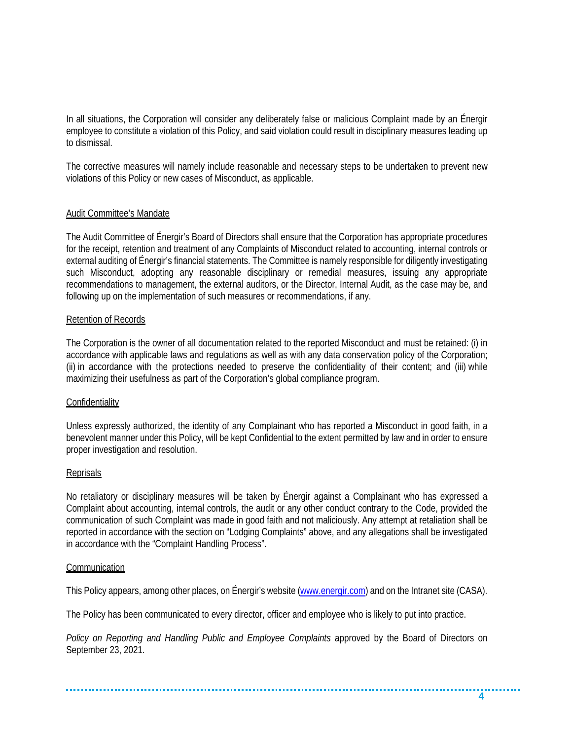In all situations, the Corporation will consider any deliberately false or malicious Complaint made by an Énergir employee to constitute a violation of this Policy, and said violation could result in disciplinary measures leading up to dismissal.

The corrective measures will namely include reasonable and necessary steps to be undertaken to prevent new violations of this Policy or new cases of Misconduct, as applicable.

## Audit Committee's Mandate

The Audit Committee of Énergir's Board of Directors shall ensure that the Corporation has appropriate procedures for the receipt, retention and treatment of any Complaints of Misconduct related to accounting, internal controls or external auditing of Énergir's financial statements. The Committee is namely responsible for diligently investigating such Misconduct, adopting any reasonable disciplinary or remedial measures, issuing any appropriate recommendations to management, the external auditors, or the Director, Internal Audit, as the case may be, and following up on the implementation of such measures or recommendations, if any.

## Retention of Records

The Corporation is the owner of all documentation related to the reported Misconduct and must be retained: (i) in accordance with applicable laws and regulations as well as with any data conservation policy of the Corporation; (ii) in accordance with the protections needed to preserve the confidentiality of their content; and (iii) while maximizing their usefulness as part of the Corporation's global compliance program.

## Confidentiality

Unless expressly authorized, the identity of any Complainant who has reported a Misconduct in good faith, in a benevolent manner under this Policy, will be kept Confidential to the extent permitted by law and in order to ensure proper investigation and resolution.

## Reprisals

No retaliatory or disciplinary measures will be taken by Énergir against a Complainant who has expressed a Complaint about accounting, internal controls, the audit or any other conduct contrary to the Code, provided the communication of such Complaint was made in good faith and not maliciously. Any attempt at retaliation shall be reported in accordance with the section on "Lodging Complaints" above, and any allegations shall be investigated in accordance with the "Complaint Handling Process".

## Communication

This Policy appears, among other places, on Énergir's website (www.energir.com) and on the Intranet site (CASA).

The Policy has been communicated to every director, officer and employee who is likely to put into practice.

*Policy on Reporting and Handling Public and Employee Complaints* approved by the Board of Directors on September 23, 2021.